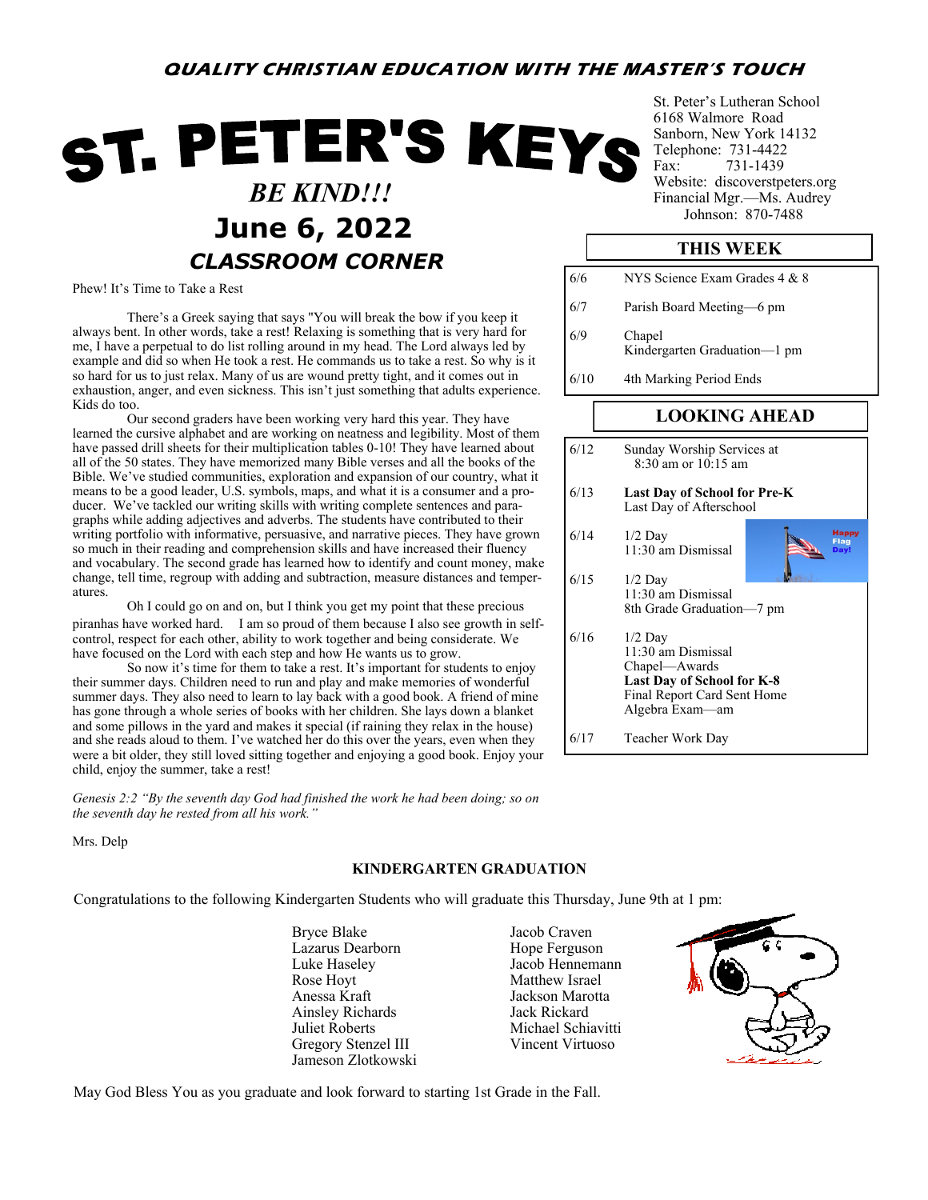**QUALITY CHRISTIAN EDUCATION WITH THE MASTER'S TOUCH**

# ST. PETER'S KEYS

***BE KIND!!!***

## June 6, 2022

St. Peter's Lutheran School
6168 Walmore Road
Sanborn, New York 14132
Telephone: 731-4422
Fax: 731-1439
Website: discoverstpeters.org
Financial Mgr.—Ms. Audrey Johnson: 870-7488

### THIS WEEK

| | |
|---|---|
| 6/6 | NYS Science Exam Grades 4 & 8 |
| 6/7 | Parish Board Meeting—6 pm |
| 6/9 | Chapel<br>Kindergarten Graduation—1 pm |
| 6/10 | 4th Marking Period Ends |

### LOOKING AHEAD

| | |
|---|---|
| 6/12 | Sunday Worship Services at 8:30 am or 10:15 am |
| 6/13 | **Last Day of School for Pre-K**<br>Last Day of Afterschool |
| 6/14 | 1/2 Day<br>11:30 am Dismissal |
| 6/15 | 1/2 Day<br>11:30 am Dismissal<br>8th Grade Graduation—7 pm |
| 6/16 | 1/2 Day<br>11:30 am Dismissal<br>Chapel—Awards<br>**Last Day of School for K-8**<br>Final Report Card Sent Home<br>Algebra Exam—am |
| 6/17 | Teacher Work Day |

Happy Flag Day!

## *CLASSROOM CORNER*

Phew! It's Time to Take a Rest

There's a Greek saying that says "You will break the bow if you keep it always bent. In other words, take a rest! Relaxing is something that is very hard for me, I have a perpetual to do list rolling around in my head. The Lord always led by example and did so when He took a rest. He commands us to take a rest. So why is it so hard for us to just relax. Many of us are wound pretty tight, and it comes out in exhaustion, anger, and even sickness. This isn't just something that adults experience. Kids do too.

Our second graders have been working very hard this year. They have learned the cursive alphabet and are working on neatness and legibility. Most of them have passed drill sheets for their multiplication tables 0-10! They have learned about all of the 50 states. They have memorized many Bible verses and all the books of the Bible. We've studied communities, exploration and expansion of our country, what it means to be a good leader, U.S. symbols, maps, and what it is a consumer and a producer. We've tackled our writing skills with writing complete sentences and paragraphs while adding adjectives and adverbs. The students have contributed to their writing portfolio with informative, persuasive, and narrative pieces. They have grown so much in their reading and comprehension skills and have increased their fluency and vocabulary. The second grade has learned how to identify and count money, make change, tell time, regroup with adding and subtraction, measure distances and temperatures.

Oh I could go on and on, but I think you get my point that these precious piranhas have worked hard. I am so proud of them because I also see growth in self-control, respect for each other, ability to work together and being considerate. We have focused on the Lord with each step and how He wants us to grow.

So now it's time for them to take a rest. It's important for students to enjoy their summer days. Children need to run and play and make memories of wonderful summer days. They also need to learn to lay back with a good book. A friend of mine has gone through a whole series of books with her children. She lays down a blanket and some pillows in the yard and makes it special (if raining they relax in the house) and she reads aloud to them. I've watched her do this over the years, even when they were a bit older, they still loved sitting together and enjoying a good book. Enjoy your child, enjoy the summer, take a rest!

*Genesis 2:2 "By the seventh day God had finished the work he had been doing; so on the seventh day he rested from all his work."*

Mrs. Delp

### KINDERGARTEN GRADUATION

Congratulations to the following Kindergarten Students who will graduate this Thursday, June 9th at 1 pm:

Bryce Blake
Lazarus Dearborn
Luke Haseley
Rose Hoyt
Anessa Kraft
Ainsley Richards
Juliet Roberts
Gregory Stenzel III
Jameson Zlotkowski

Jacob Craven
Hope Ferguson
Jacob Hennemann
Matthew Israel
Jackson Marotta
Jack Rickard
Michael Schiavitti
Vincent Virtuoso

May God Bless You as you graduate and look forward to starting 1st Grade in the Fall.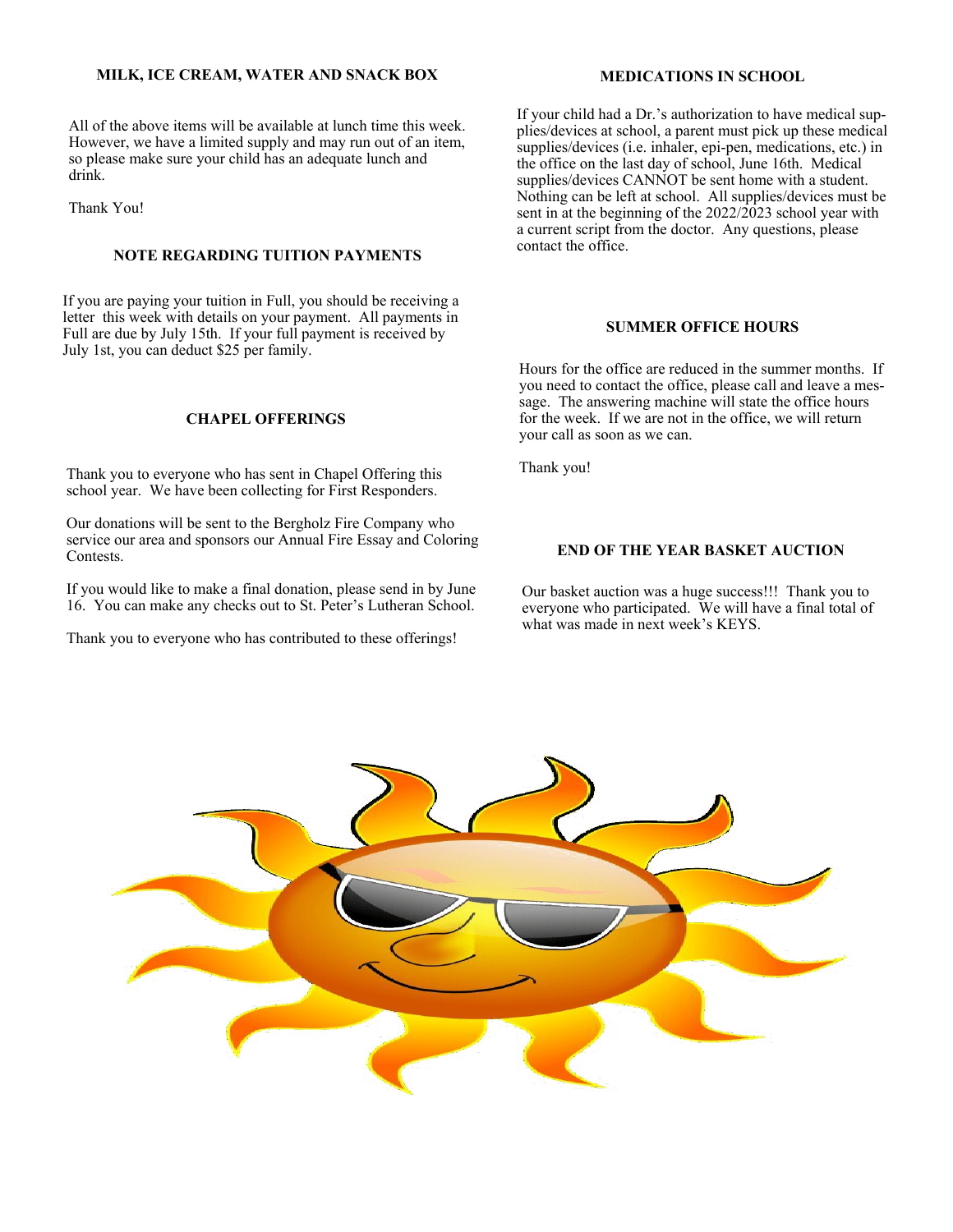## MILK, ICE CREAM, WATER AND SNACK BOX

All of the above items will be available at lunch time this week. However, we have a limited supply and may run out of an item, so please make sure your child has an adequate lunch and drink.

Thank You!

## NOTE REGARDING TUITION PAYMENTS

If you are paying your tuition in Full, you should be receiving a letter this week with details on your payment. All payments in Full are due by July 15th. If your full payment is received by July 1st, you can deduct $25 per family.

## CHAPEL OFFERINGS

Thank you to everyone who has sent in Chapel Offering this school year. We have been collecting for First Responders.

Our donations will be sent to the Bergholz Fire Company who service our area and sponsors our Annual Fire Essay and Coloring Contests.

If you would like to make a final donation, please send in by June 16. You can make any checks out to St. Peter's Lutheran School.

Thank you to everyone who has contributed to these offerings!

## MEDICATIONS IN SCHOOL

If your child had a Dr.'s authorization to have medical supplies/devices at school, a parent must pick up these medical supplies/devices (i.e. inhaler, epi-pen, medications, etc.) in the office on the last day of school, June 16th. Medical supplies/devices CANNOT be sent home with a student. Nothing can be left at school. All supplies/devices must be sent in at the beginning of the 2022/2023 school year with a current script from the doctor. Any questions, please contact the office.

## SUMMER OFFICE HOURS

Hours for the office are reduced in the summer months. If you need to contact the office, please call and leave a message. The answering machine will state the office hours for the week. If we are not in the office, we will return your call as soon as we can.

Thank you!

## END OF THE YEAR BASKET AUCTION

Our basket auction was a huge success!!! Thank you to everyone who participated. We will have a final total of what was made in next week's KEYS.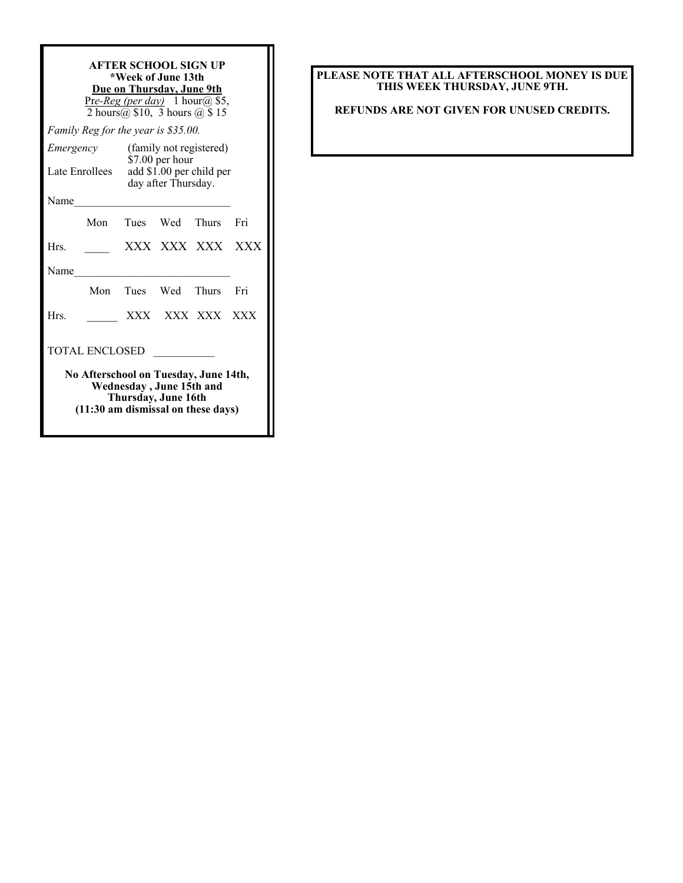**AFTER SCHOOL SIGN UP**
**\*Week of June 13th**
**<u>Due on Thursday, June 9th</u>**

*Pre-Reg (per day)* 1 hour@ $5, 2 hours@ $10, 3 hours @ $ 15

*Family Reg for the year is $35.00.*

*Emergency* (family not registered) $7.00 per hour

Late Enrollees add $1.00 per child per day after Thursday.

Name____________________________

| | Mon | Tues | Wed | Thurs | Fri |
|---|---|---|---|---|---|
| Hrs. | ____ | XXX | XXX | XXX | XXX |

Name____________________________

| | Mon | Tues | Wed | Thurs | Fri |
|---|---|---|---|---|---|
| Hrs. | ______ | XXX | XXX | XXX | XXX |

TOTAL ENCLOSED ___________

**No Afterschool on Tuesday, June 14th, Wednesday , June 15th and Thursday, June 16th**
**(11:30 am dismissal on these days)**

**PLEASE NOTE THAT ALL AFTERSCHOOL MONEY IS DUE THIS WEEK THURSDAY, JUNE 9TH.**

**REFUNDS ARE NOT GIVEN FOR UNUSED CREDITS.**